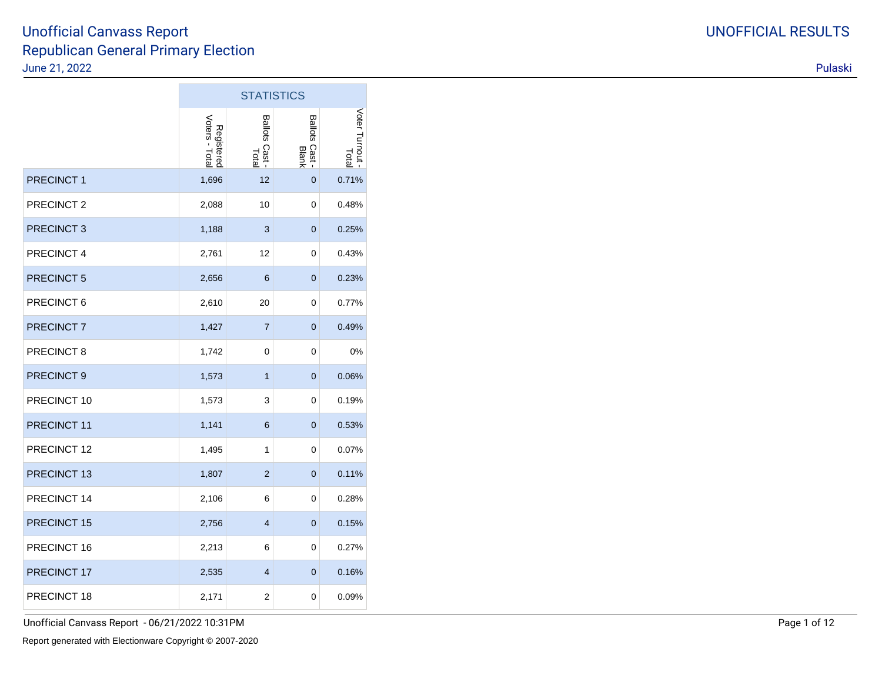# Unofficial Canvass Report
## Republican General Primary Election
June 21, 2022

UNOFFICIAL RESULTS

Pulaski

| | STATISTICS | | | |
|---|---|---|---|---|
| | Registered Voters - Total | Ballots Cast - Total | Ballots Cast - Blank | Voter Turnout - Total |
| PRECINCT 1 | 1,696 | 12 | 0 | 0.71% |
| PRECINCT 2 | 2,088 | 10 | 0 | 0.48% |
| PRECINCT 3 | 1,188 | 3 | 0 | 0.25% |
| PRECINCT 4 | 2,761 | 12 | 0 | 0.43% |
| PRECINCT 5 | 2,656 | 6 | 0 | 0.23% |
| PRECINCT 6 | 2,610 | 20 | 0 | 0.77% |
| PRECINCT 7 | 1,427 | 7 | 0 | 0.49% |
| PRECINCT 8 | 1,742 | 0 | 0 | 0% |
| PRECINCT 9 | 1,573 | 1 | 0 | 0.06% |
| PRECINCT 10 | 1,573 | 3 | 0 | 0.19% |
| PRECINCT 11 | 1,141 | 6 | 0 | 0.53% |
| PRECINCT 12 | 1,495 | 1 | 0 | 0.07% |
| PRECINCT 13 | 1,807 | 2 | 0 | 0.11% |
| PRECINCT 14 | 2,106 | 6 | 0 | 0.28% |
| PRECINCT 15 | 2,756 | 4 | 0 | 0.15% |
| PRECINCT 16 | 2,213 | 6 | 0 | 0.27% |
| PRECINCT 17 | 2,535 | 4 | 0 | 0.16% |
| PRECINCT 18 | 2,171 | 2 | 0 | 0.09% |

Unofficial Canvass Report - 06/21/2022 10:31PM

Report generated with Electionware Copyright © 2007-2020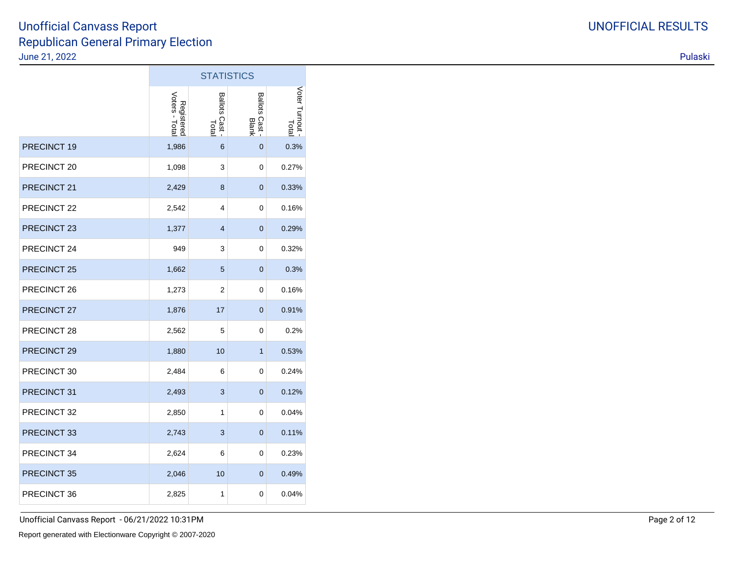# Unofficial Canvass Report
## Republican General Primary Election
June 21, 2022

UNOFFICIAL RESULTS

Pulaski

| | STATISTICS | | | |
|---|---|---|---|---|
| | Registered Voters - Total | Ballots Cast - Total | Ballots Cast - Blank | Voter Turnout - Total |
| PRECINCT 19 | 1,986 | 6 | 0 | 0.3% |
| PRECINCT 20 | 1,098 | 3 | 0 | 0.27% |
| PRECINCT 21 | 2,429 | 8 | 0 | 0.33% |
| PRECINCT 22 | 2,542 | 4 | 0 | 0.16% |
| PRECINCT 23 | 1,377 | 4 | 0 | 0.29% |
| PRECINCT 24 | 949 | 3 | 0 | 0.32% |
| PRECINCT 25 | 1,662 | 5 | 0 | 0.3% |
| PRECINCT 26 | 1,273 | 2 | 0 | 0.16% |
| PRECINCT 27 | 1,876 | 17 | 0 | 0.91% |
| PRECINCT 28 | 2,562 | 5 | 0 | 0.2% |
| PRECINCT 29 | 1,880 | 10 | 1 | 0.53% |
| PRECINCT 30 | 2,484 | 6 | 0 | 0.24% |
| PRECINCT 31 | 2,493 | 3 | 0 | 0.12% |
| PRECINCT 32 | 2,850 | 1 | 0 | 0.04% |
| PRECINCT 33 | 2,743 | 3 | 0 | 0.11% |
| PRECINCT 34 | 2,624 | 6 | 0 | 0.23% |
| PRECINCT 35 | 2,046 | 10 | 0 | 0.49% |
| PRECINCT 36 | 2,825 | 1 | 0 | 0.04% |

Unofficial Canvass Report - 06/21/2022 10:31PM

Report generated with Electionware Copyright © 2007-2020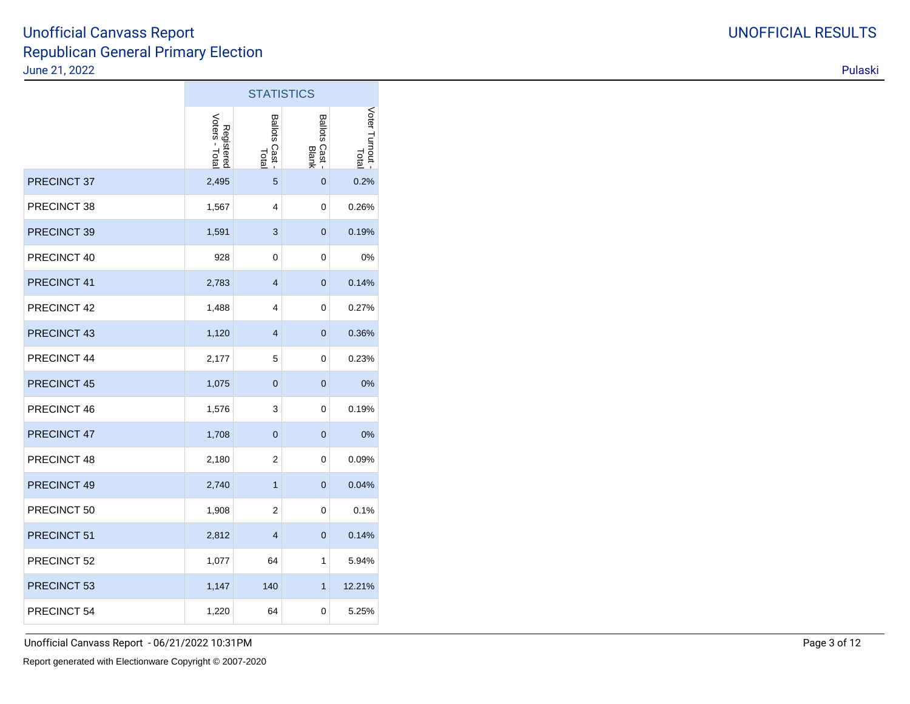# Unofficial Canvass Report
## Republican General Primary Election
June 21, 2022

UNOFFICIAL RESULTS

Pulaski

| | STATISTICS | | | |
|---|---|---|---|---|
| | Registered Voters - Total | Ballots Cast - Total | Ballots Cast - Blank | Voter Turnout - Total |
| PRECINCT 37 | 2,495 | 5 | 0 | 0.2% |
| PRECINCT 38 | 1,567 | 4 | 0 | 0.26% |
| PRECINCT 39 | 1,591 | 3 | 0 | 0.19% |
| PRECINCT 40 | 928 | 0 | 0 | 0% |
| PRECINCT 41 | 2,783 | 4 | 0 | 0.14% |
| PRECINCT 42 | 1,488 | 4 | 0 | 0.27% |
| PRECINCT 43 | 1,120 | 4 | 0 | 0.36% |
| PRECINCT 44 | 2,177 | 5 | 0 | 0.23% |
| PRECINCT 45 | 1,075 | 0 | 0 | 0% |
| PRECINCT 46 | 1,576 | 3 | 0 | 0.19% |
| PRECINCT 47 | 1,708 | 0 | 0 | 0% |
| PRECINCT 48 | 2,180 | 2 | 0 | 0.09% |
| PRECINCT 49 | 2,740 | 1 | 0 | 0.04% |
| PRECINCT 50 | 1,908 | 2 | 0 | 0.1% |
| PRECINCT 51 | 2,812 | 4 | 0 | 0.14% |
| PRECINCT 52 | 1,077 | 64 | 1 | 5.94% |
| PRECINCT 53 | 1,147 | 140 | 1 | 12.21% |
| PRECINCT 54 | 1,220 | 64 | 0 | 5.25% |

Unofficial Canvass Report - 06/21/2022 10:31PM

Report generated with Electionware Copyright © 2007-2020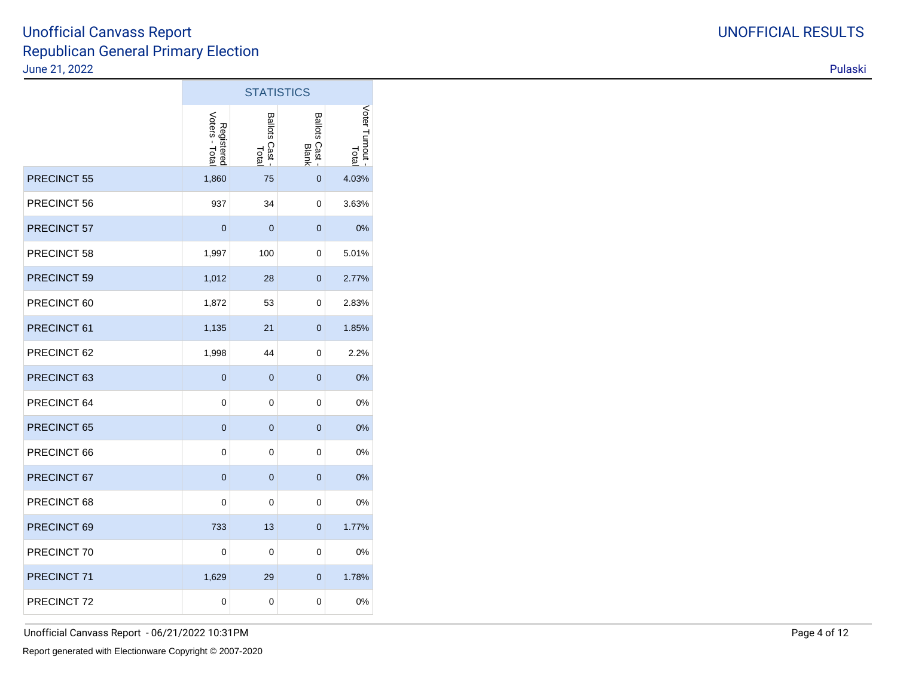# Unofficial Canvass Report
## Republican General Primary Election

June 21, 2022

UNOFFICIAL RESULTS

Pulaski

| | STATISTICS | | | |
|---|---|---|---|---|
| | Registered Voters - Total | Ballots Cast - Total | Ballots Cast - Blank | Voter Turnout - Total |
| PRECINCT 55 | 1,860 | 75 | 0 | 4.03% |
| PRECINCT 56 | 937 | 34 | 0 | 3.63% |
| PRECINCT 57 | 0 | 0 | 0 | 0% |
| PRECINCT 58 | 1,997 | 100 | 0 | 5.01% |
| PRECINCT 59 | 1,012 | 28 | 0 | 2.77% |
| PRECINCT 60 | 1,872 | 53 | 0 | 2.83% |
| PRECINCT 61 | 1,135 | 21 | 0 | 1.85% |
| PRECINCT 62 | 1,998 | 44 | 0 | 2.2% |
| PRECINCT 63 | 0 | 0 | 0 | 0% |
| PRECINCT 64 | 0 | 0 | 0 | 0% |
| PRECINCT 65 | 0 | 0 | 0 | 0% |
| PRECINCT 66 | 0 | 0 | 0 | 0% |
| PRECINCT 67 | 0 | 0 | 0 | 0% |
| PRECINCT 68 | 0 | 0 | 0 | 0% |
| PRECINCT 69 | 733 | 13 | 0 | 1.77% |
| PRECINCT 70 | 0 | 0 | 0 | 0% |
| PRECINCT 71 | 1,629 | 29 | 0 | 1.78% |
| PRECINCT 72 | 0 | 0 | 0 | 0% |

Unofficial Canvass Report - 06/21/2022 10:31PM

Report generated with Electionware Copyright © 2007-2020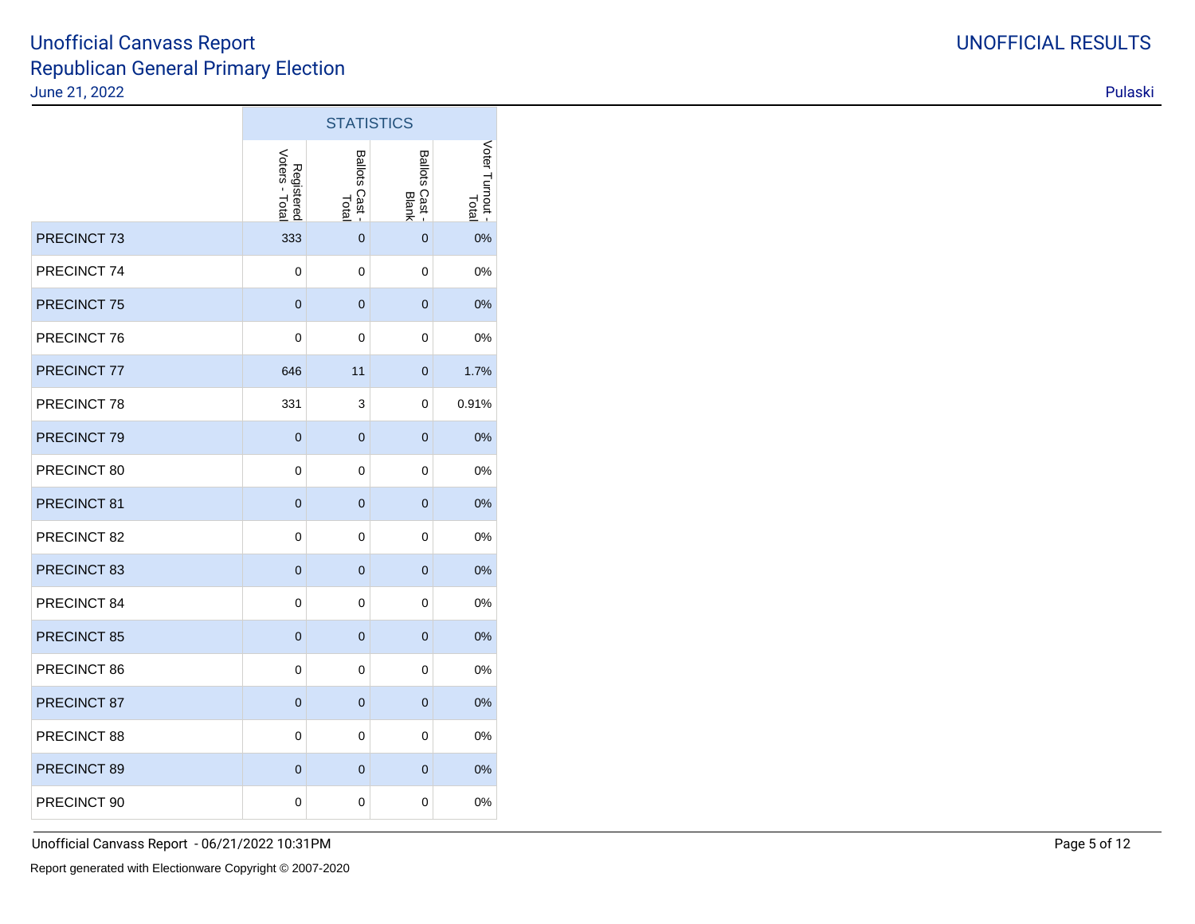# Unofficial Canvass Report
## Republican General Primary Election
June 21, 2022

UNOFFICIAL RESULTS

Pulaski

| | STATISTICS | | | |
|---|---|---|---|---|
| | Registered Voters - Total | Ballots Cast - Total | Ballots Cast - Blank | Voter Turnout - Total |
| PRECINCT 73 | 333 | 0 | 0 | 0% |
| PRECINCT 74 | 0 | 0 | 0 | 0% |
| PRECINCT 75 | 0 | 0 | 0 | 0% |
| PRECINCT 76 | 0 | 0 | 0 | 0% |
| PRECINCT 77 | 646 | 11 | 0 | 1.7% |
| PRECINCT 78 | 331 | 3 | 0 | 0.91% |
| PRECINCT 79 | 0 | 0 | 0 | 0% |
| PRECINCT 80 | 0 | 0 | 0 | 0% |
| PRECINCT 81 | 0 | 0 | 0 | 0% |
| PRECINCT 82 | 0 | 0 | 0 | 0% |
| PRECINCT 83 | 0 | 0 | 0 | 0% |
| PRECINCT 84 | 0 | 0 | 0 | 0% |
| PRECINCT 85 | 0 | 0 | 0 | 0% |
| PRECINCT 86 | 0 | 0 | 0 | 0% |
| PRECINCT 87 | 0 | 0 | 0 | 0% |
| PRECINCT 88 | 0 | 0 | 0 | 0% |
| PRECINCT 89 | 0 | 0 | 0 | 0% |
| PRECINCT 90 | 0 | 0 | 0 | 0% |

Unofficial Canvass Report - 06/21/2022 10:31PM

Report generated with Electionware Copyright © 2007-2020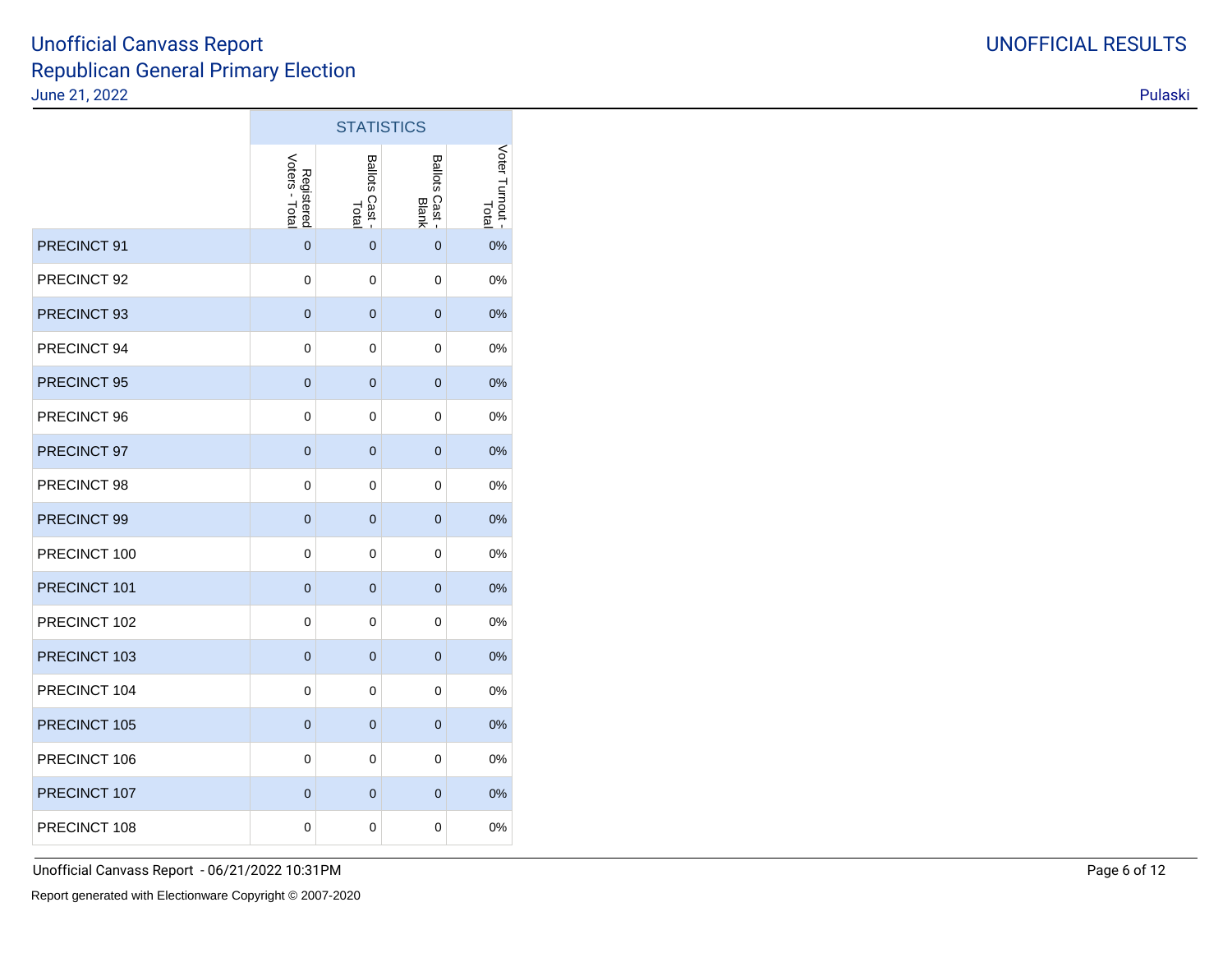# Unofficial Canvass Report
## Republican General Primary Election
June 21, 2022

UNOFFICIAL RESULTS

Pulaski

| | STATISTICS | | | |
|---|---|---|---|---|
| | Registered Voters - Total | Ballots Cast - Total | Ballots Cast - Blank | Voter Turnout - Total |
| PRECINCT 91 | 0 | 0 | 0 | 0% |
| PRECINCT 92 | 0 | 0 | 0 | 0% |
| PRECINCT 93 | 0 | 0 | 0 | 0% |
| PRECINCT 94 | 0 | 0 | 0 | 0% |
| PRECINCT 95 | 0 | 0 | 0 | 0% |
| PRECINCT 96 | 0 | 0 | 0 | 0% |
| PRECINCT 97 | 0 | 0 | 0 | 0% |
| PRECINCT 98 | 0 | 0 | 0 | 0% |
| PRECINCT 99 | 0 | 0 | 0 | 0% |
| PRECINCT 100 | 0 | 0 | 0 | 0% |
| PRECINCT 101 | 0 | 0 | 0 | 0% |
| PRECINCT 102 | 0 | 0 | 0 | 0% |
| PRECINCT 103 | 0 | 0 | 0 | 0% |
| PRECINCT 104 | 0 | 0 | 0 | 0% |
| PRECINCT 105 | 0 | 0 | 0 | 0% |
| PRECINCT 106 | 0 | 0 | 0 | 0% |
| PRECINCT 107 | 0 | 0 | 0 | 0% |
| PRECINCT 108 | 0 | 0 | 0 | 0% |

Unofficial Canvass Report - 06/21/2022 10:31PM

Report generated with Electionware Copyright © 2007-2020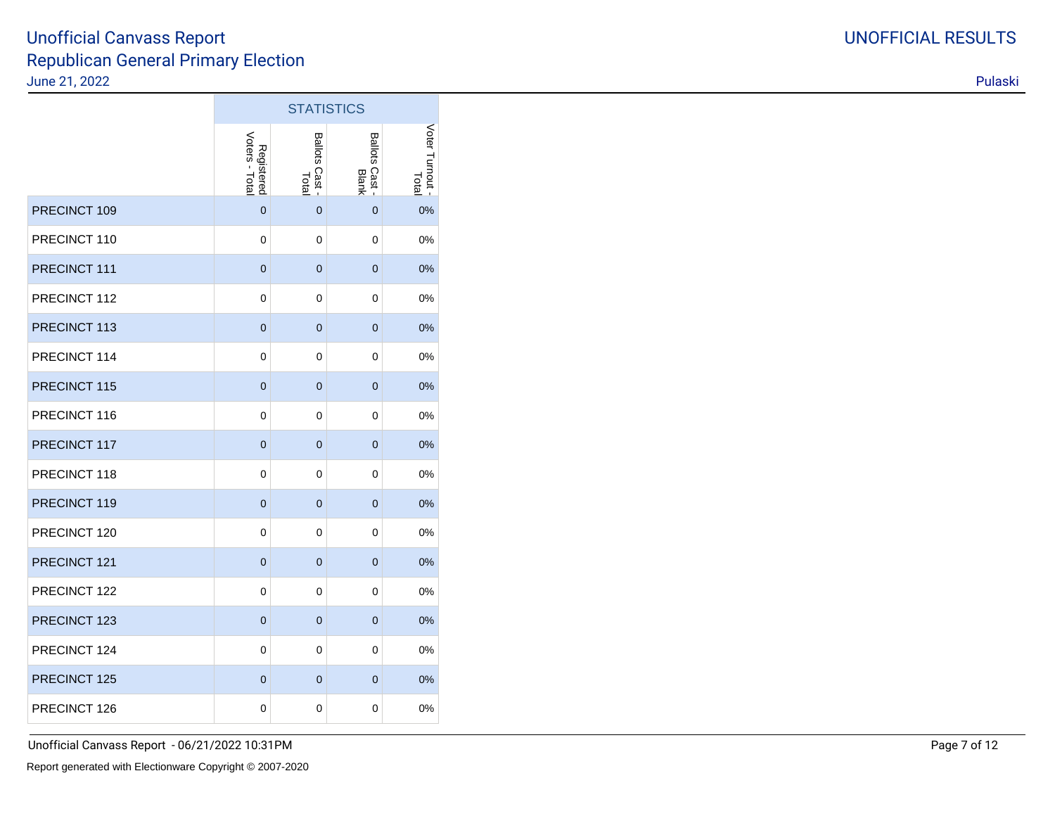# Unofficial Canvass Report
## Republican General Primary Election
June 21, 2022

UNOFFICIAL RESULTS

Pulaski

| | STATISTICS | | | |
|---|---|---|---|---|
| | Registered Voters - Total | Ballots Cast - Total | Ballots Cast - Blank | Voter Turnout - Total |
| PRECINCT 109 | 0 | 0 | 0 | 0% |
| PRECINCT 110 | 0 | 0 | 0 | 0% |
| PRECINCT 111 | 0 | 0 | 0 | 0% |
| PRECINCT 112 | 0 | 0 | 0 | 0% |
| PRECINCT 113 | 0 | 0 | 0 | 0% |
| PRECINCT 114 | 0 | 0 | 0 | 0% |
| PRECINCT 115 | 0 | 0 | 0 | 0% |
| PRECINCT 116 | 0 | 0 | 0 | 0% |
| PRECINCT 117 | 0 | 0 | 0 | 0% |
| PRECINCT 118 | 0 | 0 | 0 | 0% |
| PRECINCT 119 | 0 | 0 | 0 | 0% |
| PRECINCT 120 | 0 | 0 | 0 | 0% |
| PRECINCT 121 | 0 | 0 | 0 | 0% |
| PRECINCT 122 | 0 | 0 | 0 | 0% |
| PRECINCT 123 | 0 | 0 | 0 | 0% |
| PRECINCT 124 | 0 | 0 | 0 | 0% |
| PRECINCT 125 | 0 | 0 | 0 | 0% |
| PRECINCT 126 | 0 | 0 | 0 | 0% |

Unofficial Canvass Report - 06/21/2022 10:31PM

Report generated with Electionware Copyright © 2007-2020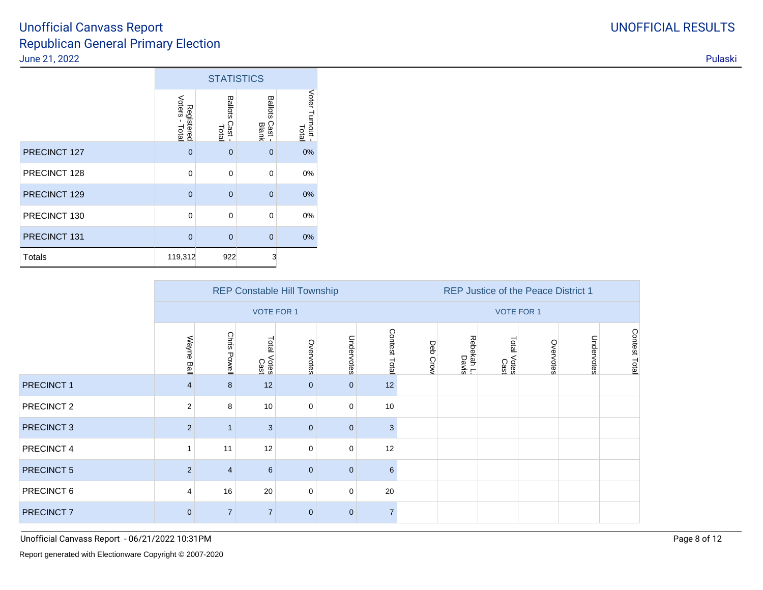# Unofficial Canvass Report
## Republican General Primary Election
June 21, 2022

UNOFFICIAL RESULTS

Pulaski

| | STATISTICS | | | |
|---|---|---|---|---|
| | Registered Voters - Total | Ballots Cast - Total | Ballots Cast - Blank | Voter Turnout - Total |
| PRECINCT 127 | 0 | 0 | 0 | 0% |
| PRECINCT 128 | 0 | 0 | 0 | 0% |
| PRECINCT 129 | 0 | 0 | 0 | 0% |
| PRECINCT 130 | 0 | 0 | 0 | 0% |
| PRECINCT 131 | 0 | 0 | 0 | 0% |
| Totals | 119,312 | 922 | 3 | |

| | REP Constable Hill Township | | | | | | REP Justice of the Peace District 1 | | | | | |
|---|---|---|---|---|---|---|---|---|---|---|---|---|
| | VOTE FOR 1 | | | | | | VOTE FOR 1 | | | | | |
| | Wayne Ball | Chris Powell | Total Votes Cast | Overvotes | Undervotes | Contest Total | Deb Crow | Rebekah L. Davis | Total Votes Cast | Overvotes | Undervotes | Contest Total |
| PRECINCT 1 | 4 | 8 | 12 | 0 | 0 | 12 | | | | | | |
| PRECINCT 2 | 2 | 8 | 10 | 0 | 0 | 10 | | | | | | |
| PRECINCT 3 | 2 | 1 | 3 | 0 | 0 | 3 | | | | | | |
| PRECINCT 4 | 1 | 11 | 12 | 0 | 0 | 12 | | | | | | |
| PRECINCT 5 | 2 | 4 | 6 | 0 | 0 | 6 | | | | | | |
| PRECINCT 6 | 4 | 16 | 20 | 0 | 0 | 20 | | | | | | |
| PRECINCT 7 | 0 | 7 | 7 | 0 | 0 | 7 | | | | | | |

Unofficial Canvass Report - 06/21/2022 10:31PM

Report generated with Electionware Copyright © 2007-2020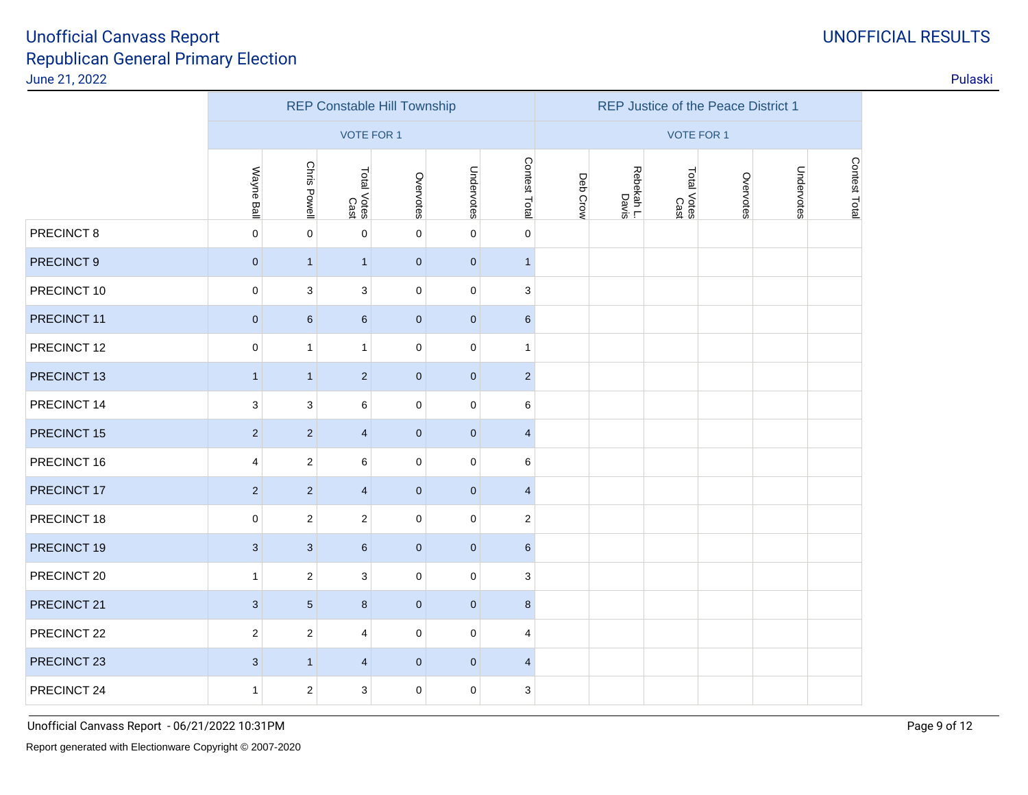# Unofficial Canvass Report
## Republican General Primary Election

June 21, 2022

UNOFFICIAL RESULTS

Pulaski

| | REP Constable Hill Township VOTE FOR 1 | | | | | | REP Justice of the Peace District 1 VOTE FOR 1 | | | | | |
|---|---|---|---|---|---|---|---|---|---|---|---|---|
| | Wayne Ball | Chris Powell | Total Votes Cast | Overvotes | Undervotes | Contest Total | Deb Crow | Rebekah L. Davis | Total Votes Cast | Overvotes | Undervotes | Contest Total |
| PRECINCT 8 | 0 | 0 | 0 | 0 | 0 | 0 | | | | | | |
| PRECINCT 9 | 0 | 1 | 1 | 0 | 0 | 1 | | | | | | |
| PRECINCT 10 | 0 | 3 | 3 | 0 | 0 | 3 | | | | | | |
| PRECINCT 11 | 0 | 6 | 6 | 0 | 0 | 6 | | | | | | |
| PRECINCT 12 | 0 | 1 | 1 | 0 | 0 | 1 | | | | | | |
| PRECINCT 13 | 1 | 1 | 2 | 0 | 0 | 2 | | | | | | |
| PRECINCT 14 | 3 | 3 | 6 | 0 | 0 | 6 | | | | | | |
| PRECINCT 15 | 2 | 2 | 4 | 0 | 0 | 4 | | | | | | |
| PRECINCT 16 | 4 | 2 | 6 | 0 | 0 | 6 | | | | | | |
| PRECINCT 17 | 2 | 2 | 4 | 0 | 0 | 4 | | | | | | |
| PRECINCT 18 | 0 | 2 | 2 | 0 | 0 | 2 | | | | | | |
| PRECINCT 19 | 3 | 3 | 6 | 0 | 0 | 6 | | | | | | |
| PRECINCT 20 | 1 | 2 | 3 | 0 | 0 | 3 | | | | | | |
| PRECINCT 21 | 3 | 5 | 8 | 0 | 0 | 8 | | | | | | |
| PRECINCT 22 | 2 | 2 | 4 | 0 | 0 | 4 | | | | | | |
| PRECINCT 23 | 3 | 1 | 4 | 0 | 0 | 4 | | | | | | |
| PRECINCT 24 | 1 | 2 | 3 | 0 | 0 | 3 | | | | | | |

Unofficial Canvass Report - 06/21/2022 10:31PM

Report generated with Electionware Copyright © 2007-2020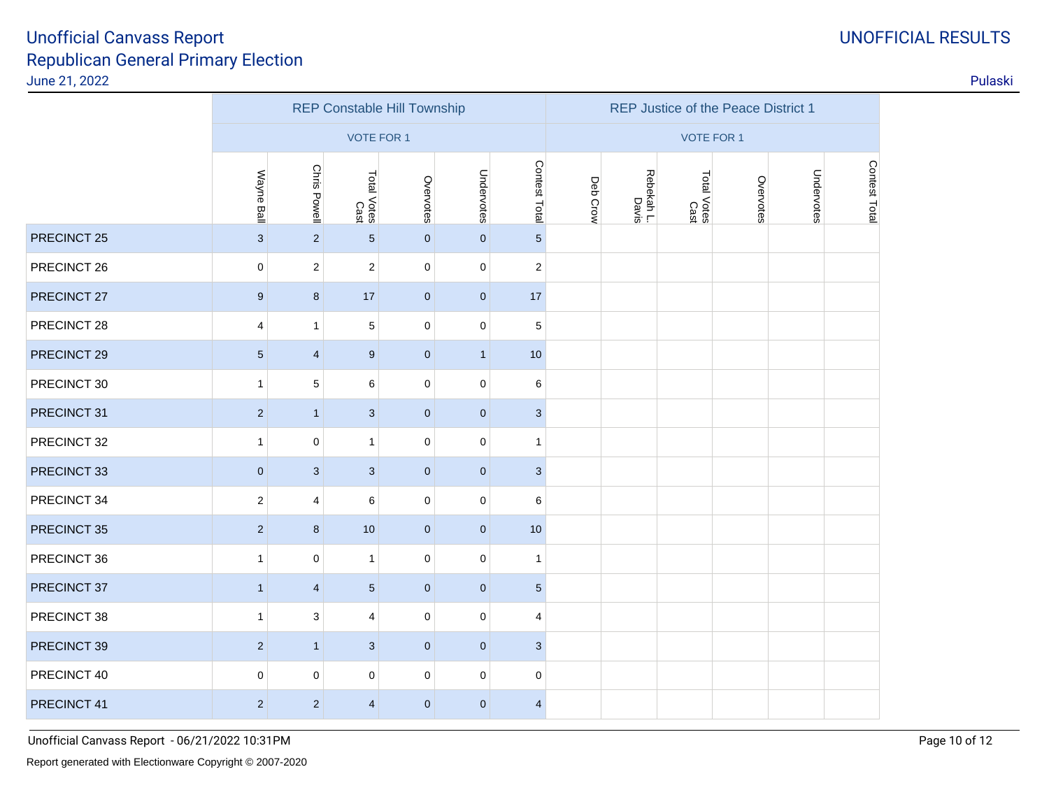# Unofficial Canvass Report
## Republican General Primary Election
June 21, 2022

UNOFFICIAL RESULTS

Pulaski

| | REP Constable Hill Township | | | | | | REP Justice of the Peace District 1 | | | | | |
|---|---|---|---|---|---|---|---|---|---|---|---|---|
| | VOTE FOR 1 | | | | | | VOTE FOR 1 | | | | | |
| | Wayne Ball | Chris Powell | Total Votes Cast | Overvotes | Undervotes | Contest Total | Deb Crow | Rebekah L. Davis | Total Votes Cast | Overvotes | Undervotes | Contest Total |
| PRECINCT 25 | 3 | 2 | 5 | 0 | 0 | 5 | | | | | | |
| PRECINCT 26 | 0 | 2 | 2 | 0 | 0 | 2 | | | | | | |
| PRECINCT 27 | 9 | 8 | 17 | 0 | 0 | 17 | | | | | | |
| PRECINCT 28 | 4 | 1 | 5 | 0 | 0 | 5 | | | | | | |
| PRECINCT 29 | 5 | 4 | 9 | 0 | 1 | 10 | | | | | | |
| PRECINCT 30 | 1 | 5 | 6 | 0 | 0 | 6 | | | | | | |
| PRECINCT 31 | 2 | 1 | 3 | 0 | 0 | 3 | | | | | | |
| PRECINCT 32 | 1 | 0 | 1 | 0 | 0 | 1 | | | | | | |
| PRECINCT 33 | 0 | 3 | 3 | 0 | 0 | 3 | | | | | | |
| PRECINCT 34 | 2 | 4 | 6 | 0 | 0 | 6 | | | | | | |
| PRECINCT 35 | 2 | 8 | 10 | 0 | 0 | 10 | | | | | | |
| PRECINCT 36 | 1 | 0 | 1 | 0 | 0 | 1 | | | | | | |
| PRECINCT 37 | 1 | 4 | 5 | 0 | 0 | 5 | | | | | | |
| PRECINCT 38 | 1 | 3 | 4 | 0 | 0 | 4 | | | | | | |
| PRECINCT 39 | 2 | 1 | 3 | 0 | 0 | 3 | | | | | | |
| PRECINCT 40 | 0 | 0 | 0 | 0 | 0 | 0 | | | | | | |
| PRECINCT 41 | 2 | 2 | 4 | 0 | 0 | 4 | | | | | | |

Unofficial Canvass Report - 06/21/2022 10:31PM

Report generated with Electionware Copyright © 2007-2020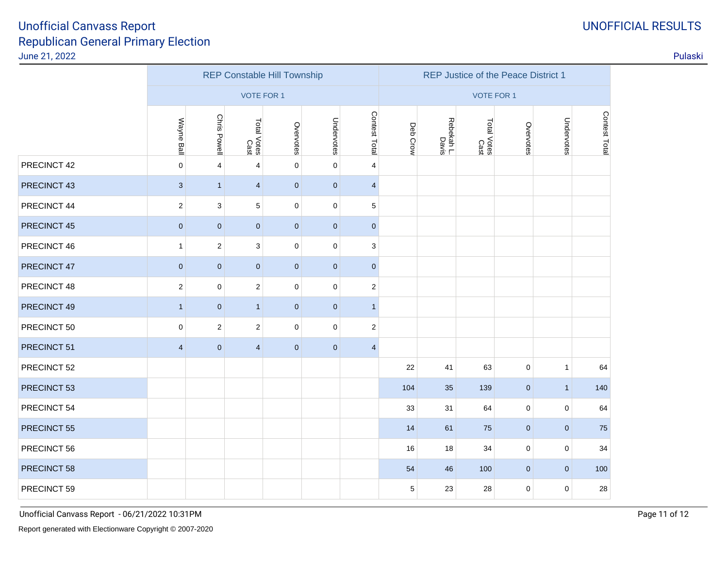# Unofficial Canvass Report
## Republican General Primary Election
June 21, 2022

UNOFFICIAL RESULTS

Pulaski

| | REP Constable Hill Township | | | | | | REP Justice of the Peace District 1 | | | | | |
|---|---|---|---|---|---|---|---|---|---|---|---|---|
| | VOTE FOR 1 | | | | | | VOTE FOR 1 | | | | | |
| | Wayne Ball | Chris Powell | Total Votes Cast | Overvotes | Undervotes | Contest Total | Deb Crow | Rebekah L. Davis | Total Votes Cast | Overvotes | Undervotes | Contest Total |
| PRECINCT 42 | 0 | 4 | 4 | 0 | 0 | 4 | | | | | | |
| PRECINCT 43 | 3 | 1 | 4 | 0 | 0 | 4 | | | | | | |
| PRECINCT 44 | 2 | 3 | 5 | 0 | 0 | 5 | | | | | | |
| PRECINCT 45 | 0 | 0 | 0 | 0 | 0 | 0 | | | | | | |
| PRECINCT 46 | 1 | 2 | 3 | 0 | 0 | 3 | | | | | | |
| PRECINCT 47 | 0 | 0 | 0 | 0 | 0 | 0 | | | | | | |
| PRECINCT 48 | 2 | 0 | 2 | 0 | 0 | 2 | | | | | | |
| PRECINCT 49 | 1 | 0 | 1 | 0 | 0 | 1 | | | | | | |
| PRECINCT 50 | 0 | 2 | 2 | 0 | 0 | 2 | | | | | | |
| PRECINCT 51 | 4 | 0 | 4 | 0 | 0 | 4 | | | | | | |
| PRECINCT 52 | | | | | | | 22 | 41 | 63 | 0 | 1 | 64 |
| PRECINCT 53 | | | | | | | 104 | 35 | 139 | 0 | 1 | 140 |
| PRECINCT 54 | | | | | | | 33 | 31 | 64 | 0 | 0 | 64 |
| PRECINCT 55 | | | | | | | 14 | 61 | 75 | 0 | 0 | 75 |
| PRECINCT 56 | | | | | | | 16 | 18 | 34 | 0 | 0 | 34 |
| PRECINCT 58 | | | | | | | 54 | 46 | 100 | 0 | 0 | 100 |
| PRECINCT 59 | | | | | | | 5 | 23 | 28 | 0 | 0 | 28 |

Unofficial Canvass Report - 06/21/2022 10:31PM

Report generated with Electionware Copyright © 2007-2020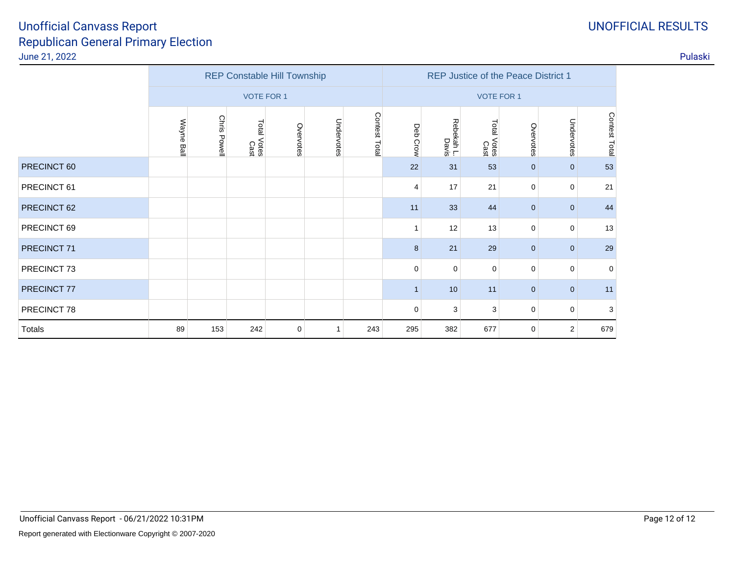# Unofficial Canvass Report
## Republican General Primary Election
June 21, 2022

UNOFFICIAL RESULTS

Pulaski

| | REP Constable Hill Township | | | | | | REP Justice of the Peace District 1 | | | | | |
|---|---|---|---|---|---|---|---|---|---|---|---|---|
| | VOTE FOR 1 | | | | | | VOTE FOR 1 | | | | | |
| | Wayne Ball | Chris Powell | Total Votes Cast | Overvotes | Undervotes | Contest Total | Deb Crow | Rebekah L. Davis | Total Votes Cast | Overvotes | Undervotes | Contest Total |
| PRECINCT 60 | | | | | | | 22 | 31 | 53 | 0 | 0 | 53 |
| PRECINCT 61 | | | | | | | 4 | 17 | 21 | 0 | 0 | 21 |
| PRECINCT 62 | | | | | | | 11 | 33 | 44 | 0 | 0 | 44 |
| PRECINCT 69 | | | | | | | 1 | 12 | 13 | 0 | 0 | 13 |
| PRECINCT 71 | | | | | | | 8 | 21 | 29 | 0 | 0 | 29 |
| PRECINCT 73 | | | | | | | 0 | 0 | 0 | 0 | 0 | 0 |
| PRECINCT 77 | | | | | | | 1 | 10 | 11 | 0 | 0 | 11 |
| PRECINCT 78 | | | | | | | 0 | 3 | 3 | 0 | 0 | 3 |
| Totals | 89 | 153 | 242 | 0 | 1 | 243 | 295 | 382 | 677 | 0 | 2 | 679 |

Unofficial Canvass Report - 06/21/2022 10:31PM

Report generated with Electionware Copyright © 2007-2020